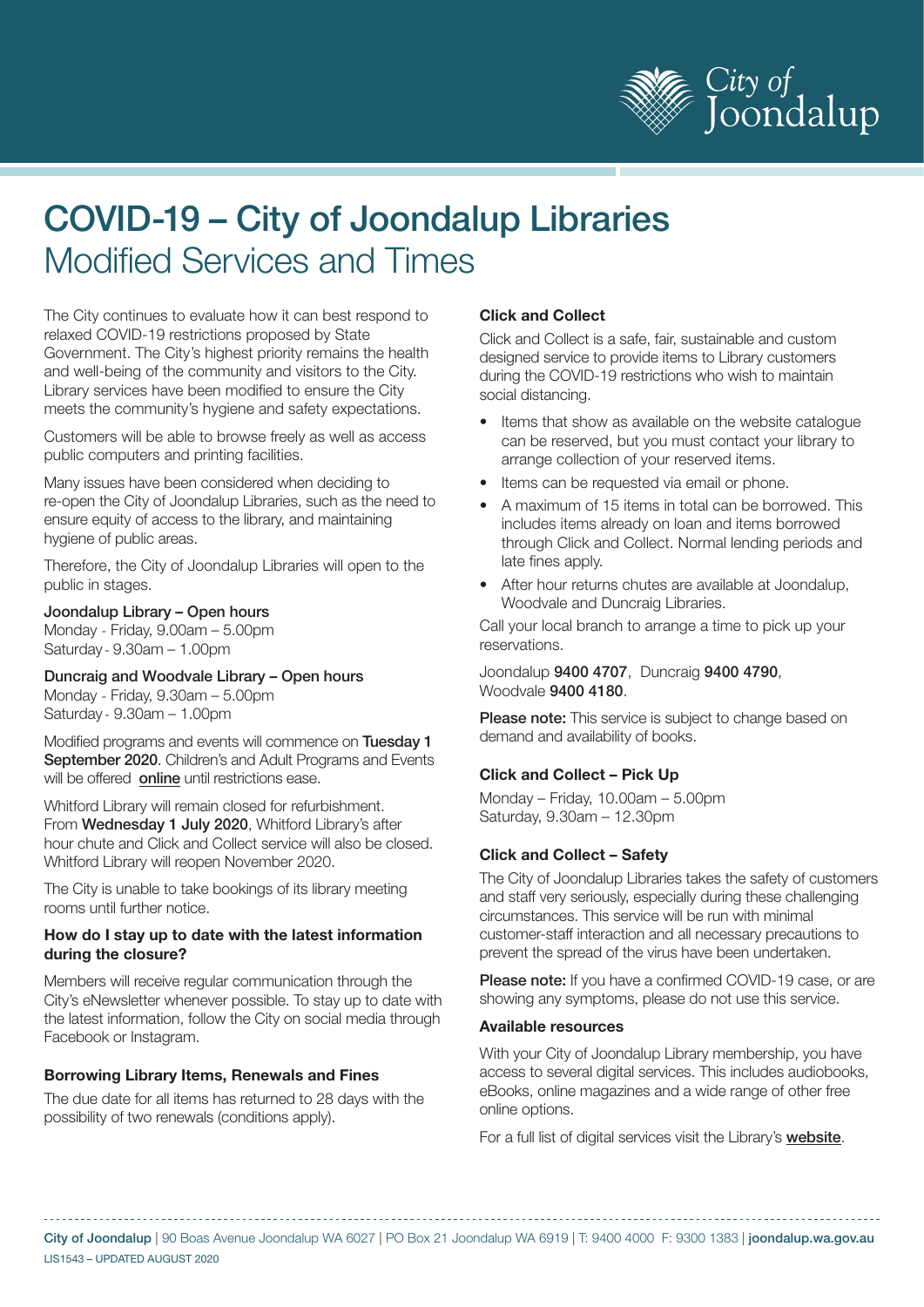# COVID-19 – City of Joondalup Libraries

## Modified Services and Times

The City continues to evaluate how it can best respond to relaxed COVID-19 restrictions proposed by State Government. The City's highest priority remains the health and well-being of the community and visitors to the City. Library services have been modified to ensure the City meets the community's hygiene and safety expectations.

Customers will be able to browse freely as well as access public computers and printing facilities.

Many issues have been considered when deciding to re-open the City of Joondalup Libraries, such as the need to ensure equity of access to the library, and maintaining hygiene of public areas.

Therefore, the City of Joondalup Libraries will open to the public in stages.

**Joondalup Library – Open hours**
Monday - Friday, 9.00am – 5.00pm
Saturday - 9.30am – 1.00pm

**Duncraig and Woodvale Library – Open hours**
Monday - Friday, 9.30am – 5.00pm
Saturday - 9.30am – 1.00pm

Modified programs and events will commence on **Tuesday 1 September 2020**. Children's and Adult Programs and Events will be offered online until restrictions ease.

Whitford Library will remain closed for refurbishment. From **Wednesday 1 July 2020**, Whitford Library's after hour chute and Click and Collect service will also be closed. Whitford Library will reopen November 2020.

The City is unable to take bookings of its library meeting rooms until further notice.

### How do I stay up to date with the latest information during the closure?

Members will receive regular communication through the City's eNewsletter whenever possible. To stay up to date with the latest information, follow the City on social media through Facebook or Instagram.

### Borrowing Library Items, Renewals and Fines

The due date for all items has returned to 28 days with the possibility of two renewals (conditions apply).

### Click and Collect

Click and Collect is a safe, fair, sustainable and custom designed service to provide items to Library customers during the COVID-19 restrictions who wish to maintain social distancing.

- Items that show as available on the website catalogue can be reserved, but you must contact your library to arrange collection of your reserved items.
- Items can be requested via email or phone.
- A maximum of 15 items in total can be borrowed. This includes items already on loan and items borrowed through Click and Collect. Normal lending periods and late fines apply.
- After hour returns chutes are available at Joondalup, Woodvale and Duncraig Libraries.

Call your local branch to arrange a time to pick up your reservations.

Joondalup **9400 4707**, Duncraig **9400 4790**, Woodvale **9400 4180**.

**Please note:** This service is subject to change based on demand and availability of books.

### Click and Collect – Pick Up

Monday – Friday, 10.00am – 5.00pm
Saturday, 9.30am – 12.30pm

### Click and Collect – Safety

The City of Joondalup Libraries takes the safety of customers and staff very seriously, especially during these challenging circumstances. This service will be run with minimal customer-staff interaction and all necessary precautions to prevent the spread of the virus have been undertaken.

**Please note:** If you have a confirmed COVID-19 case, or are showing any symptoms, please do not use this service.

### Available resources

With your City of Joondalup Library membership, you have access to several digital services. This includes audiobooks, eBooks, online magazines and a wide range of other free online options.

For a full list of digital services visit the Library's website.

**City of Joondalup** | 90 Boas Avenue Joondalup WA 6027 | PO Box 21 Joondalup WA 6919 | T: 9400 4000 F: 9300 1383 | **joondalup.wa.gov.au**
LIS1543 – UPDATED AUGUST 2020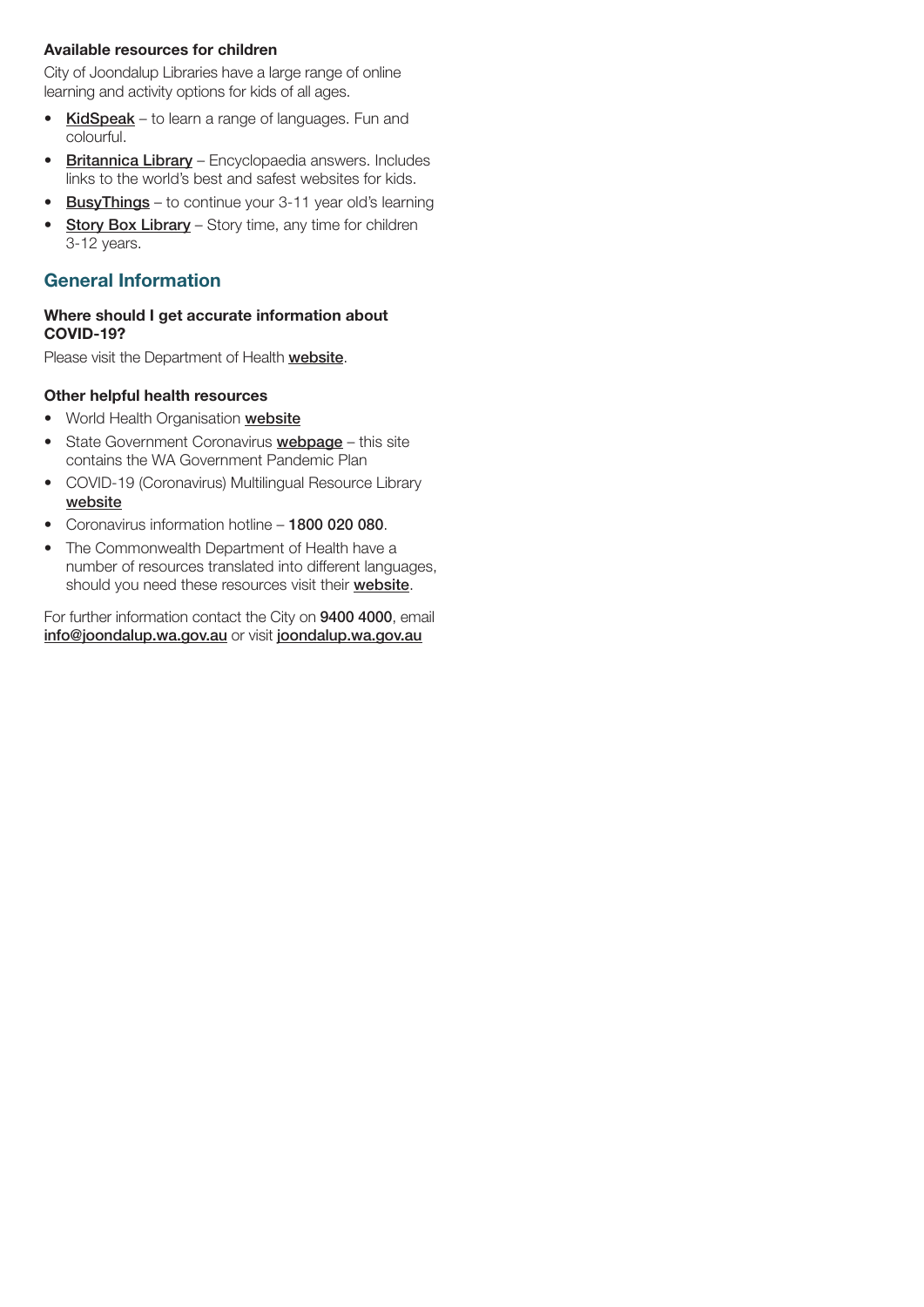**Available resources for children**

City of Joondalup Libraries have a large range of online learning and activity options for kids of all ages.

- **KidSpeak** – to learn a range of languages. Fun and colourful.
- **Britannica Library** – Encyclopaedia answers. Includes links to the world's best and safest websites for kids.
- **BusyThings** – to continue your 3-11 year old's learning
- **Story Box Library** – Story time, any time for children 3-12 years.

## General Information

**Where should I get accurate information about COVID-19?**

Please visit the Department of Health **website**.

**Other helpful health resources**

- World Health Organisation **website**
- State Government Coronavirus **webpage** – this site contains the WA Government Pandemic Plan
- COVID-19 (Coronavirus) Multilingual Resource Library **website**
- Coronavirus information hotline – **1800 020 080**.
- The Commonwealth Department of Health have a number of resources translated into different languages, should you need these resources visit their **website**.

For further information contact the City on **9400 4000**, email **info@joondalup.wa.gov.au** or visit **joondalup.wa.gov.au**